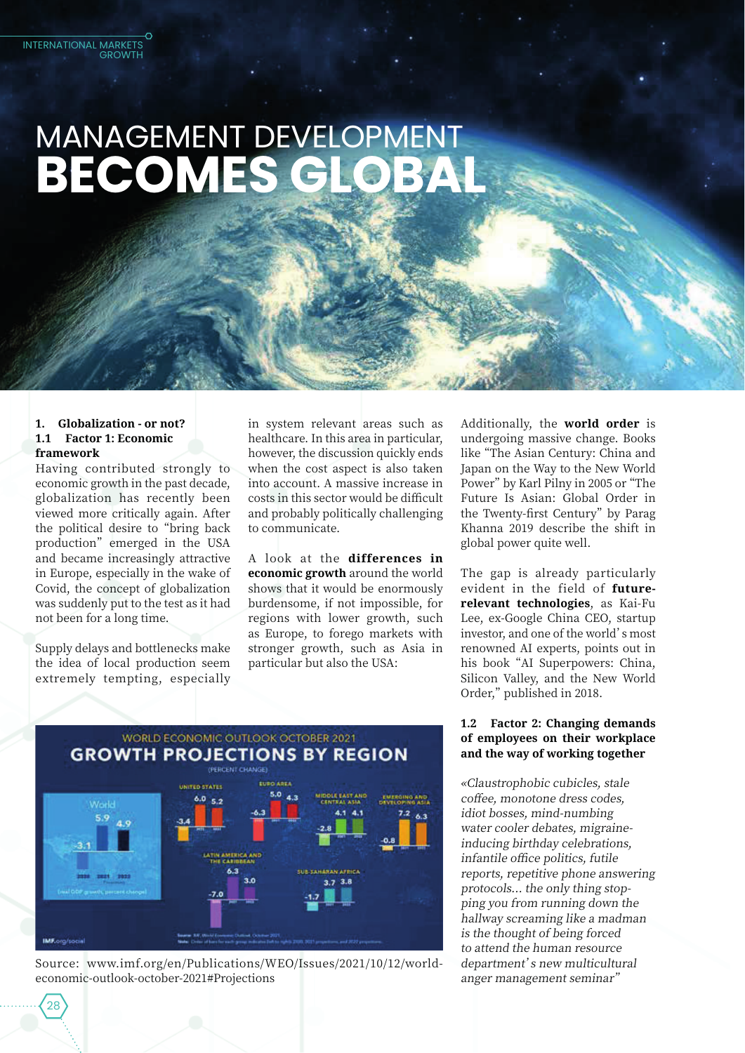# MANAGEMENT DEVELOPMENT **BECOMES GLOBAL**

## 1. Globalization - or not?

### 1.1 Factor 1: Economic framework

Having contributed strongly to economic growth in the past decade, globalization has recently been viewed more critically again. After the political desire to "bring back production" emerged in the USA and became increasingly attractive in Europe, especially in the wake of Covid, the concept of globalization was suddenly put to the test as it had not been for a long time.

Supply delays and bottlenecks make the idea of local production seem extremely tempting, especially in system relevant areas such as healthcare. In this area in particular, however, the discussion quickly ends when the cost aspect is also taken into account. A massive increase in costs in this sector would be difficult and probably politically challenging to communicate.

A look at the **differences in economic growth** around the world shows that it would be enormously burdensome, if not impossible, for regions with lower growth, such as Europe, to forego markets with stronger growth, such as Asia in particular but also the USA:

WORLD ECONOMIC OUTLOOK OCTOBER 2021
**GROWTH PROJECTIONS BY REGION**
(PERCENT CHANGE)

| Region | 2020 | 2021 | 2022 |
|---|---|---|---|
| World | -3.1 | 5.9 | 4.9 |
| United States | -3.4 | 6.0 | 5.2 |
| Euro Area | -6.3 | 5.0 | 4.3 |
| Middle East and Central Asia | -2.8 | 4.1 | 4.1 |
| Emerging and Developing Asia | -0.8 | 7.2 | 6.3 |
| Latin America and the Caribbean | -7.0 | 6.3 | 3.0 |
| Sub-Saharan Africa | -1.7 | 3.7 | 3.8 |

Source: www.imf.org/en/Publications/WEO/Issues/2021/10/12/world-economic-outlook-october-2021#Projections

Additionally, the **world order** is undergoing massive change. Books like "The Asian Century: China and Japan on the Way to the New World Power" by Karl Pilny in 2005 or "The Future Is Asian: Global Order in the Twenty-first Century" by Parag Khanna 2019 describe the shift in global power quite well.

The gap is already particularly evident in the field of **future-relevant technologies**, as Kai-Fu Lee, ex-Google China CEO, startup investor, and one of the world's most renowned AI experts, points out in his book "AI Superpowers: China, Silicon Valley, and the New World Order," published in 2018.

### 1.2 Factor 2: Changing demands of employees on their workplace and the way of working together

*«Claustrophobic cubicles, stale coffee, monotone dress codes, idiot bosses, mind-numbing water cooler debates, migraine-inducing birthday celebrations, infantile office politics, futile reports, repetitive phone answering protocols... the only thing stopping you from running down the hallway screaming like a madman is the thought of being forced to attend the human resource department's new multicultural anger management seminar"*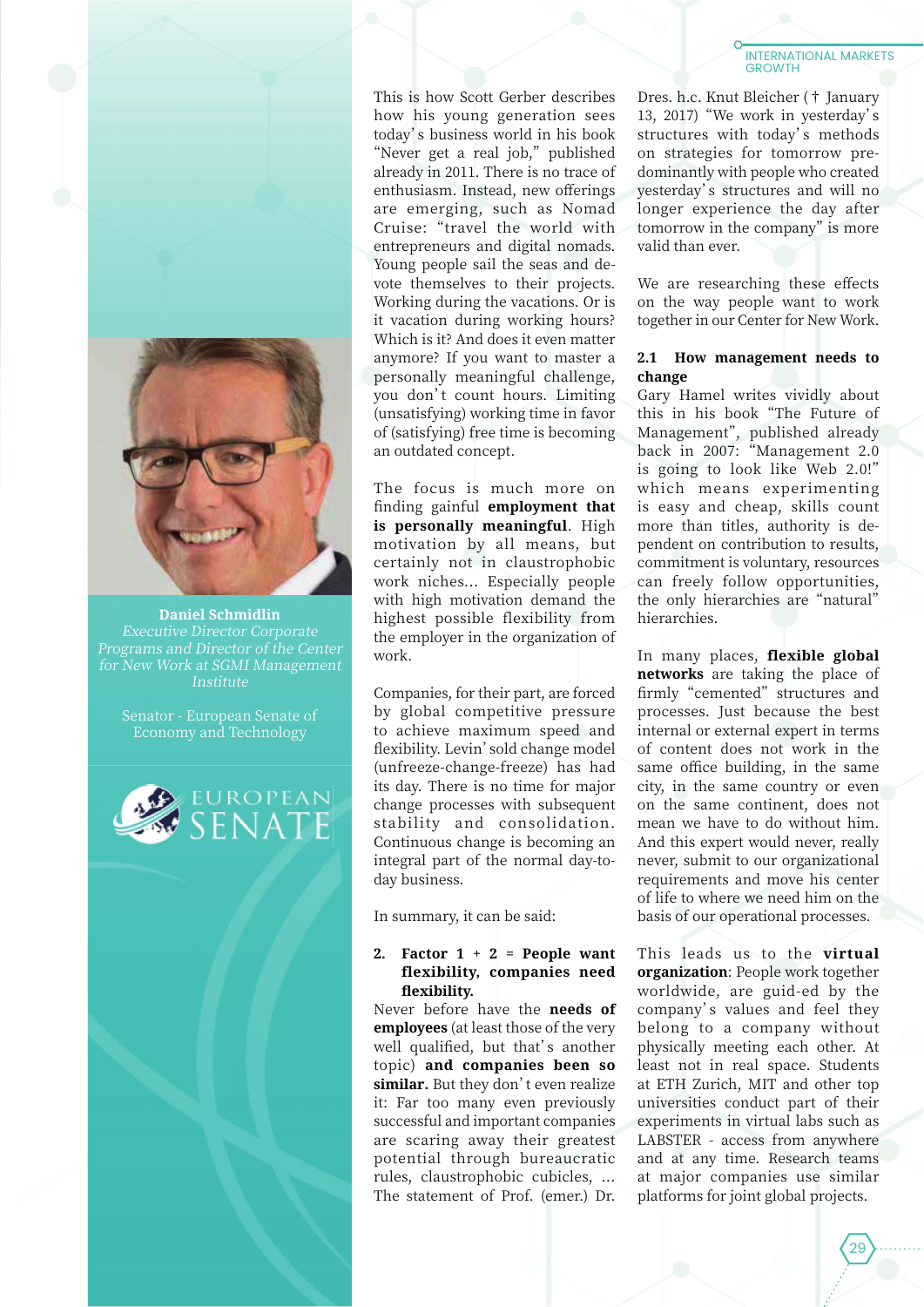**Daniel Schmidlin**
*Executive Director Corporate Programs and Director of the Center for New Work at SGMI Management Institute*

Senator - European Senate of Economy and Technology

This is how Scott Gerber describes how his young generation sees today's business world in his book "Never get a real job," published already in 2011. There is no trace of enthusiasm. Instead, new offerings are emerging, such as Nomad Cruise: "travel the world with entrepreneurs and digital nomads. Young people sail the seas and devote themselves to their projects. Working during the vacations. Or is it vacation during working hours? Which is it? And does it even matter anymore? If you want to master a personally meaningful challenge, you don't count hours. Limiting (unsatisfying) working time in favor of (satisfying) free time is becoming an outdated concept.

The focus is much more on finding gainful **employment that is personally meaningful**. High motivation by all means, but certainly not in claustrophobic work niches... Especially people with high motivation demand the highest possible flexibility from the employer in the organization of work.

Companies, for their part, are forced by global competitive pressure to achieve maximum speed and flexibility. Levin' sold change model (unfreeze-change-freeze) has had its day. There is no time for major change processes with subsequent stability and consolidation. Continuous change is becoming an integral part of the normal day-to-day business.

In summary, it can be said:

## 2. Factor 1 + 2 = People want flexibility, companies need flexibility.

Never before have the **needs of employees** (at least those of the very well qualified, but that's another topic) **and companies been so similar.** But they don't even realize it: Far too many even previously successful and important companies are scaring away their greatest potential through bureaucratic rules, claustrophobic cubicles, ... The statement of Prof. (emer.) Dr. Dres. h.c. Knut Bleicher († January 13, 2017) "We work in yesterday's structures with today's methods on strategies for tomorrow predominantly with people who created yesterday's structures and will no longer experience the day after tomorrow in the company" is more valid than ever.

We are researching these effects on the way people want to work together in our Center for New Work.

### 2.1 How management needs to change

Gary Hamel writes vividly about this in his book "The Future of Management", published already back in 2007: "Management 2.0 is going to look like Web 2.0!" which means experimenting is easy and cheap, skills count more than titles, authority is dependent on contribution to results, commitment is voluntary, resources can freely follow opportunities, the only hierarchies are "natural" hierarchies.

In many places, **flexible global networks** are taking the place of firmly "cemented" structures and processes. Just because the best internal or external expert in terms of content does not work in the same office building, in the same city, in the same country or even on the same continent, does not mean we have to do without him. And this expert would never, really never, submit to our organizational requirements and move his center of life to where we need him on the basis of our operational processes.

This leads us to the **virtual organization**: People work together worldwide, are guid-ed by the company's values and feel they belong to a company without physically meeting each other. At least not in real space. Students at ETH Zurich, MIT and other top universities conduct part of their experiments in virtual labs such as LABSTER - access from anywhere and at any time. Research teams at major companies use similar platforms for joint global projects.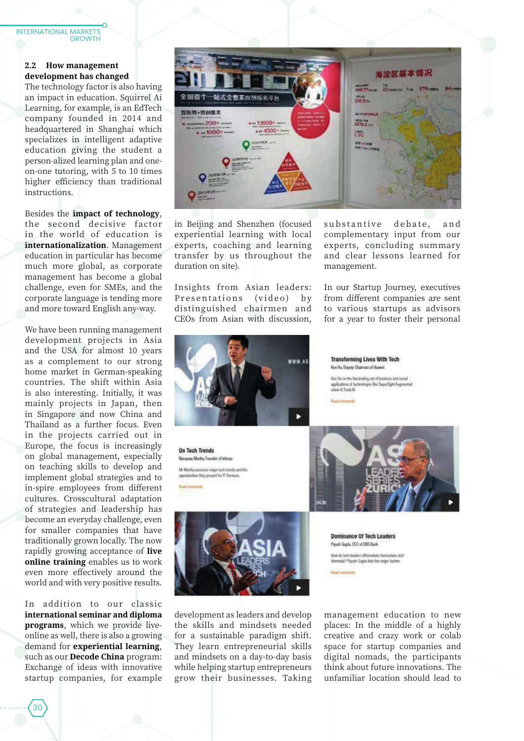## 2.2 How management development has changed

The technology factor is also having an impact in education. Squirrel Ai Learning, for example, is an EdTech company founded in 2014 and headquartered in Shanghai which specializes in intelligent adaptive education giving the student a person-alized learning plan and one-on-one tutoring, with 5 to 10 times higher efficiency than traditional instructions.

Besides the **impact of technology**, the second decisive factor in the world of education is **internationalization**. Management education in particular has become much more global, as corporate management has become a global challenge, even for SMEs, and the corporate language is tending more and more toward English any-way.

We have been running management development projects in Asia and the USA for almost 10 years as a complement to our strong home market in German-speaking countries. The shift within Asia is also interesting. Initially, it was mainly projects in Japan, then in Singapore and now China and Thailand as a further focus. Even in the projects carried out in Europe, the focus is increasingly on global management, especially on teaching skills to develop and implement global strategies and to in-spire employees from different cultures. Crosscultural adaptation of strategies and leadership has become an everyday challenge, even for smaller companies that have traditionally grown locally. The now rapidly growing acceptance of **live online training** enables us to work even more effectively around the world and with very positive results.

In addition to our classic **international seminar and diploma programs**, which we provide live-online as well, there is also a growing demand for **experiential learning**, such as our **Decode China** program: Exchange of ideas with innovative startup companies, for example in Beijing and Shenzhen (focused experiential learning with local experts, coaching and learning transfer by us throughout the duration on site).

Insights from Asian leaders: Presentations (video) by distinguished chairmen and CEOs from Asian with discussion, substantive debate, and complementary input from our experts, concluding summary and clear lessons learned for management.

In our Startup Journey, executives from different companies are sent to various startups as advisors for a year to foster their personal development as leaders and develop the skills and mindsets needed for a sustainable paradigm shift. They learn entrepreneurial skills and mindsets on a day-to-day basis while helping startup entrepreneurs grow their businesses. Taking management education to new places: In the middle of a highly creative and crazy work or colab space for startup companies and digital nomads, the participants think about future innovations. The unfamiliar location should lead to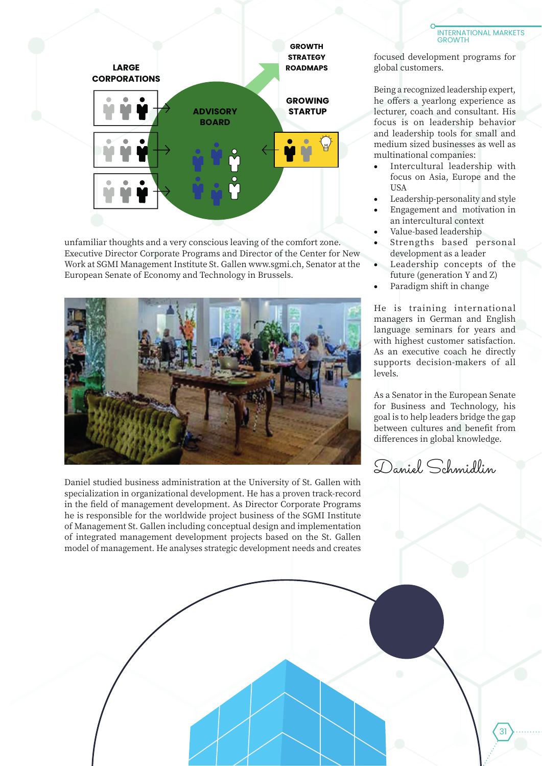LARGE CORPORATIONS

ADVISORY BOARD

GROWTH STRATEGY ROADMAPS

GROWING STARTUP

unfamiliar thoughts and a very conscious leaving of the comfort zone. Executive Director Corporate Programs and Director of the Center for New Work at SGMI Management Institute St. Gallen www.sgmi.ch, Senator at the European Senate of Economy and Technology in Brussels.

Daniel studied business administration at the University of St. Gallen with specialization in organizational development. He has a proven track-record in the field of management development. As Director Corporate Programs he is responsible for the worldwide project business of the SGMI Institute of Management St. Gallen including conceptual design and implementation of integrated management development projects based on the St. Gallen model of management. He analyses strategic development needs and creates focused development programs for global customers.

Being a recognized leadership expert, he offers a yearlong experience as lecturer, coach and consultant. His focus is on leadership behavior and leadership tools for small and medium sized businesses as well as multinational companies:

- Intercultural leadership with focus on Asia, Europe and the USA
- Leadership-personality and style
- Engagement and motivation in an intercultural context
- Value-based leadership
- Strengths based personal development as a leader
- Leadership concepts of the future (generation Y and Z)
- Paradigm shift in change

He is training international managers in German and English language seminars for years and with highest customer satisfaction. As an executive coach he directly supports decision-makers of all levels.

As a Senator in the European Senate for Business and Technology, his goal is to help leaders bridge the gap between cultures and benefit from differences in global knowledge.

Daniel Schmidlin